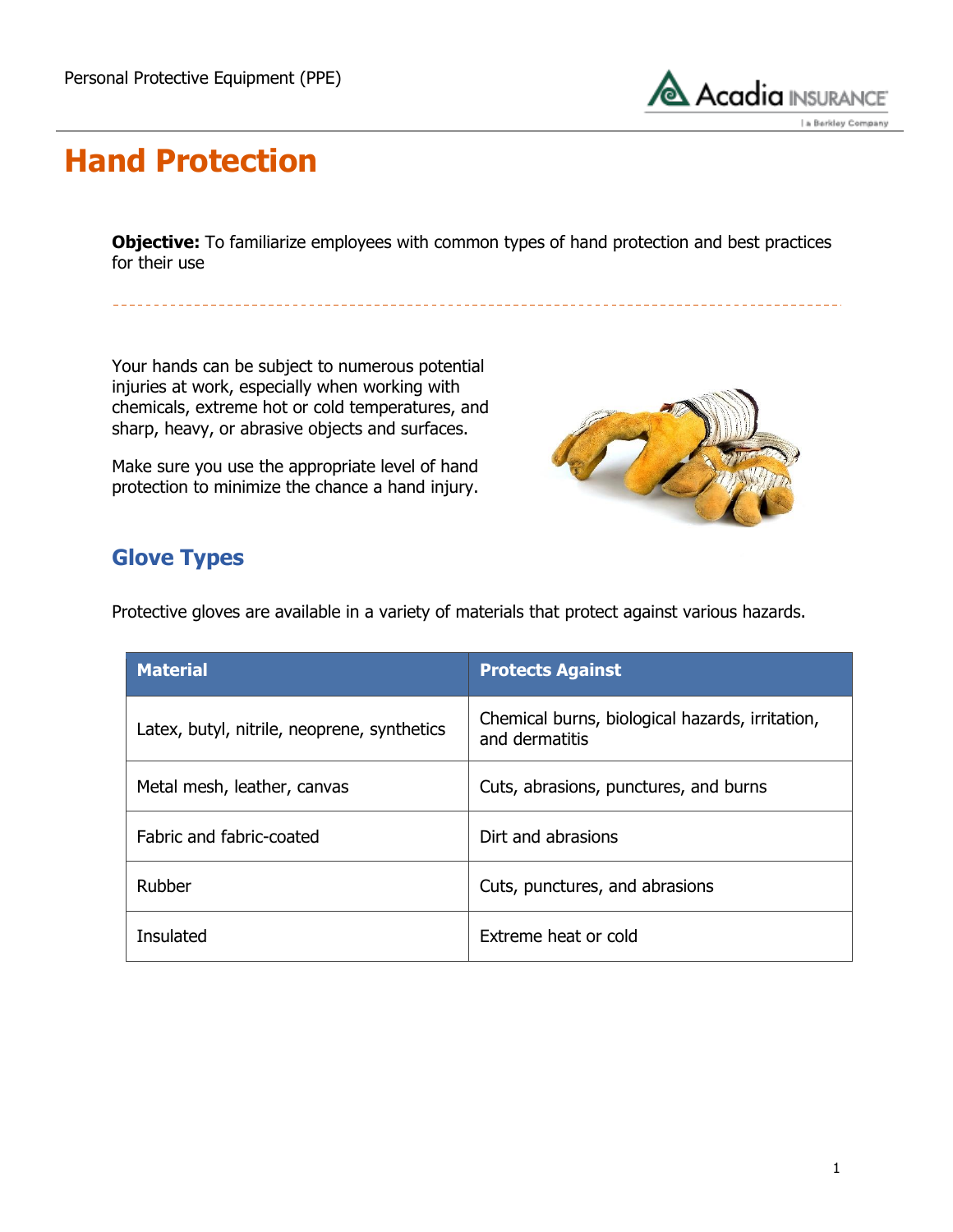# Hand Protection

**Objective:** To familiarize employees with common types of hand protection and best practices for their use

Your hands can be subject to numerous potential injuries at work, especially when working with chemicals, extreme hot or cold temperatures, and sharp, heavy, or abrasive objects and surfaces.

Make sure you use the appropriate level of hand protection to minimize the chance a hand injury.

## Glove Types

Protective gloves are available in a variety of materials that protect against various hazards.

| Material | Protects Against |
|---|---|
| Latex, butyl, nitrile, neoprene, synthetics | Chemical burns, biological hazards, irritation, and dermatitis |
| Metal mesh, leather, canvas | Cuts, abrasions, punctures, and burns |
| Fabric and fabric-coated | Dirt and abrasions |
| Rubber | Cuts, punctures, and abrasions |
| Insulated | Extreme heat or cold |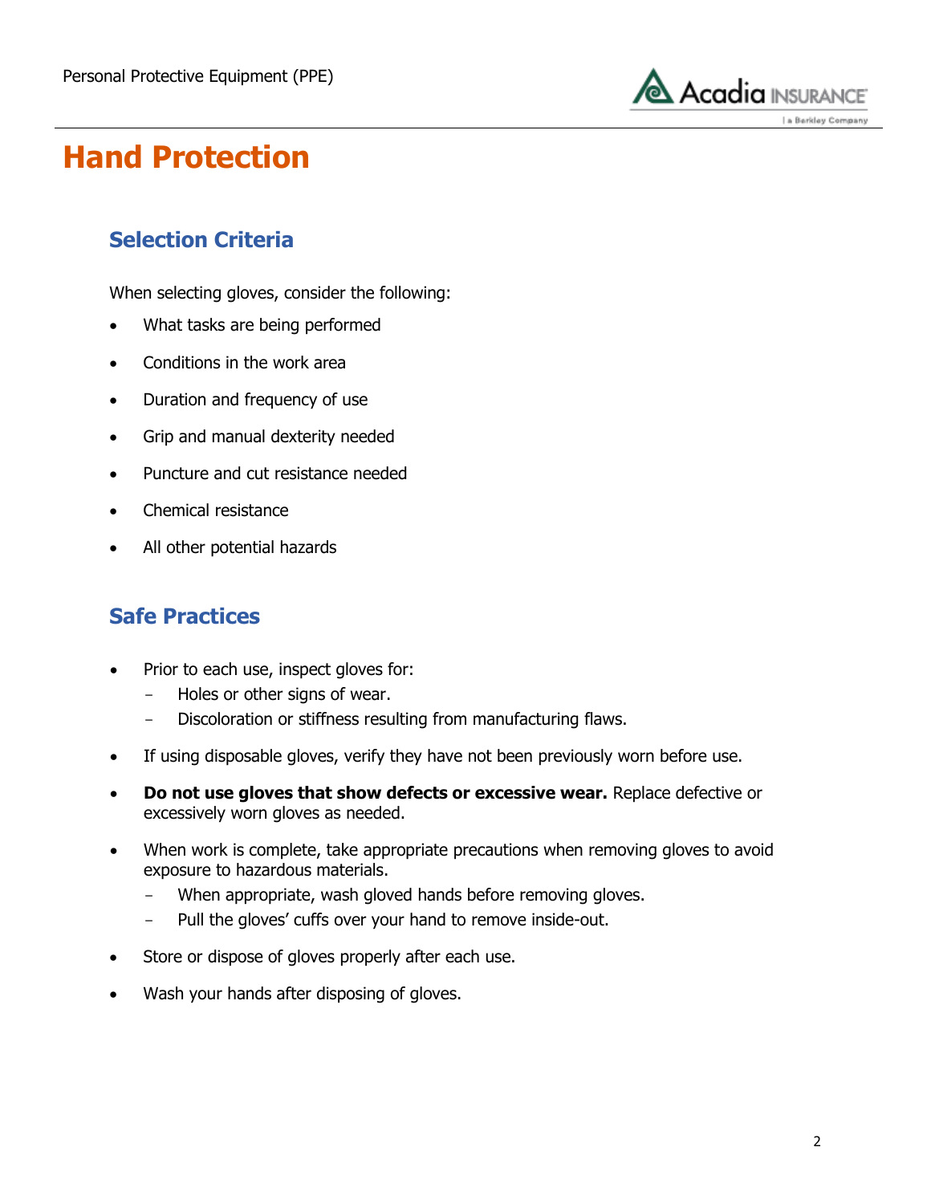# Hand Protection

## Selection Criteria

When selecting gloves, consider the following:

- What tasks are being performed
- Conditions in the work area
- Duration and frequency of use
- Grip and manual dexterity needed
- Puncture and cut resistance needed
- Chemical resistance
- All other potential hazards

## Safe Practices

- Prior to each use, inspect gloves for:
  - Holes or other signs of wear.
  - Discoloration or stiffness resulting from manufacturing flaws.
- If using disposable gloves, verify they have not been previously worn before use.
- **Do not use gloves that show defects or excessive wear.** Replace defective or excessively worn gloves as needed.
- When work is complete, take appropriate precautions when removing gloves to avoid exposure to hazardous materials.
  - When appropriate, wash gloved hands before removing gloves.
  - Pull the gloves' cuffs over your hand to remove inside-out.
- Store or dispose of gloves properly after each use.
- Wash your hands after disposing of gloves.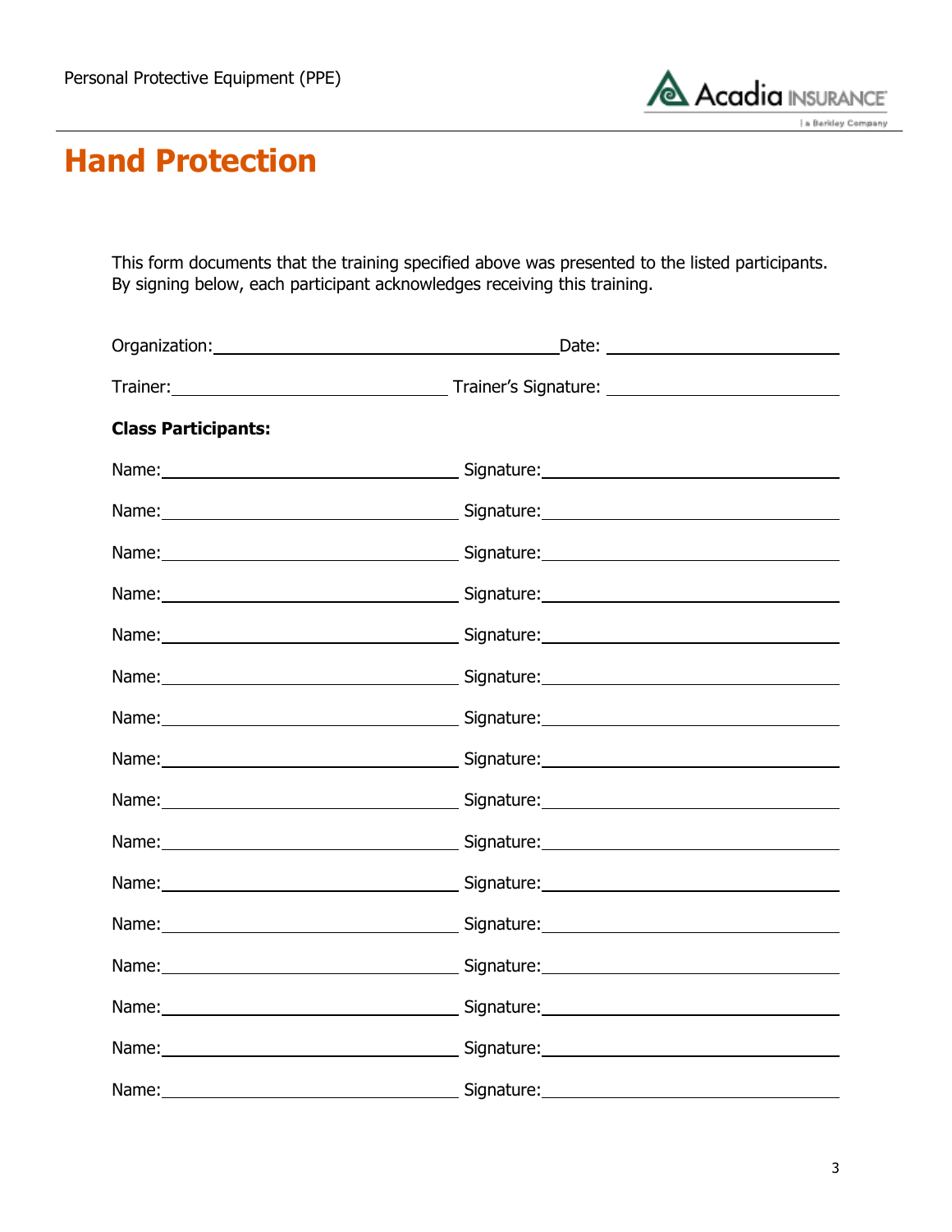# Hand Protection

This form documents that the training specified above was presented to the listed participants. By signing below, each participant acknowledges receiving this training.

Organization: ______________________________ Date: ____________________

Trainer: ________________________ Trainer's Signature: ____________________

**Class Participants:**

Name: ________________________ Signature: ________________________

Name: ________________________ Signature: ________________________

Name: ________________________ Signature: ________________________

Name: ________________________ Signature: ________________________

Name: ________________________ Signature: ________________________

Name: ________________________ Signature: ________________________

Name: ________________________ Signature: ________________________

Name: ________________________ Signature: ________________________

Name: ________________________ Signature: ________________________

Name: ________________________ Signature: ________________________

Name: ________________________ Signature: ________________________

Name: ________________________ Signature: ________________________

Name: ________________________ Signature: ________________________

Name: ________________________ Signature: ________________________

Name: ________________________ Signature: ________________________

Name: ________________________ Signature: ________________________